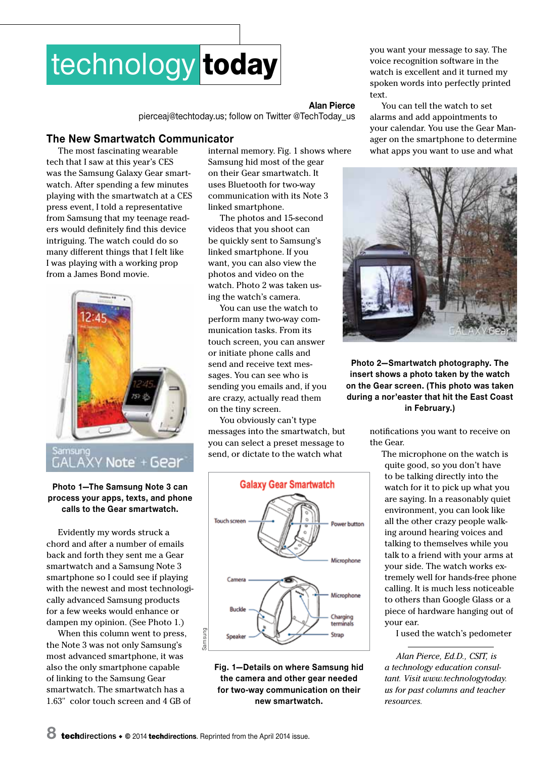# technology today

**Alan Pierce**
pierceaj@techtoday.us; follow on Twitter @TechToday_us

## The New Smartwatch Communicator

The most fascinating wearable tech that I saw at this year's CES was the Samsung Galaxy Gear smartwatch. After spending a few minutes playing with the smartwatch at a CES press event, I told a representative from Samsung that my teenage readers would definitely find this device intriguing. The watch could do so many different things that I felt like I was playing with a working prop from a James Bond movie.

**Photo 1—The Samsung Note 3 can process your apps, texts, and phone calls to the Gear smartwatch.**

Evidently my words struck a chord and after a number of emails back and forth they sent me a Gear smartwatch and a Samsung Note 3 smartphone so I could see if playing with the newest and most technologically advanced Samsung products for a few weeks would enhance or dampen my opinion. (See Photo 1.)

When this column went to press, the Note 3 was not only Samsung's most advanced smartphone, it was also the only smartphone capable of linking to the Samsung Gear smartwatch. The smartwatch has a 1.63" color touch screen and 4 GB of internal memory. Fig. 1 shows where Samsung hid most of the gear on their Gear smartwatch. It uses Bluetooth for two-way communication with its Note 3 linked smartphone.

The photos and 15-second videos that you shoot can be quickly sent to Samsung's linked smartphone. If you want, you can also view the photos and video on the watch. Photo 2 was taken using the watch's camera.

You can use the watch to perform many two-way communication tasks. From its touch screen, you can answer or initiate phone calls and send and receive text messages. You can see who is sending you emails and, if you are crazy, actually read them on the tiny screen.

You obviously can't type messages into the smartwatch, but you can select a preset message to send, or dictate to the watch what you want your message to say. The voice recognition software in the watch is excellent and it turned my spoken words into perfectly printed text.

**Fig. 1—Details on where Samsung hid the camera and other gear needed for two-way communication on their new smartwatch.**

You can tell the watch to set alarms and add appointments to your calendar. You use the Gear Manager on the smartphone to determine what apps you want to use and what notifications you want to receive on the Gear.

**Photo 2—Smartwatch photography. The insert shows a photo taken by the watch on the Gear screen. (This photo was taken during a nor'easter that hit the East Coast in February.)**

The microphone on the watch is quite good, so you don't have to be talking directly into the watch for it to pick up what you are saying. In a reasonably quiet environment, you can look like all the other crazy people walking around hearing voices and talking to themselves while you talk to a friend with your arms at your side. The watch works extremely well for hands-free phone calling. It is much less noticeable to others than Google Glass or a piece of hardware hanging out of your ear.

I used the watch's pedometer

---

*Alan Pierce, Ed.D., CSIT, is a technology education consultant. Visit www.technologytoday.us for past columns and teacher resources.*

**tech**directions • © 2014 **tech**directions. Reprinted from the April 2014 issue.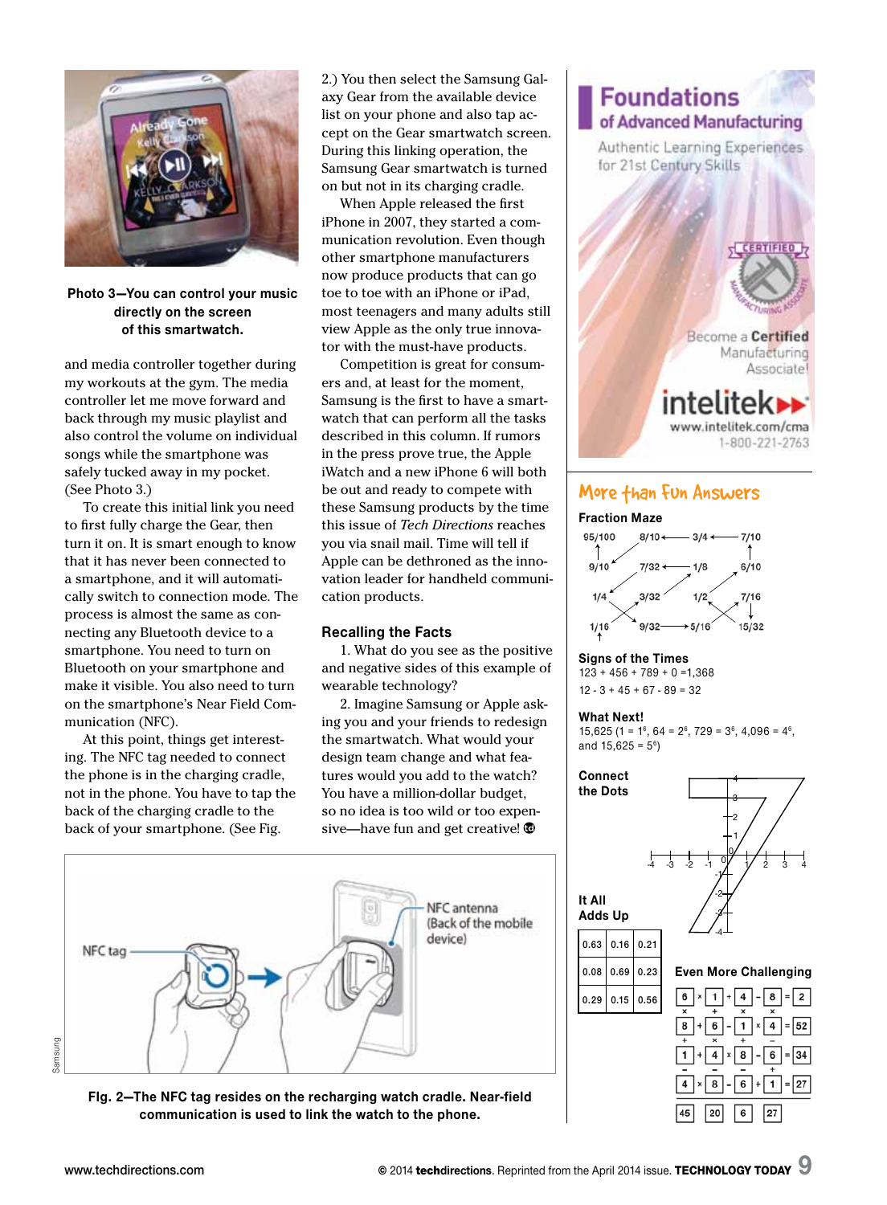Photo 3—You can control your music directly on the screen of this smartwatch.

and media controller together during my workouts at the gym. The media controller let me move forward and back through my music playlist and also control the volume on individual songs while the smartphone was safely tucked away in my pocket. (See Photo 3.)

To create this initial link you need to first fully charge the Gear, then turn it on. It is smart enough to know that it has never been connected to a smartphone, and it will automatically switch to connection mode. The process is almost the same as connecting any Bluetooth device to a smartphone. You need to turn on Bluetooth on your smartphone and make it visible. You also need to turn on the smartphone's Near Field Communication (NFC).

At this point, things get interesting. The NFC tag needed to connect the phone is in the charging cradle, not in the phone. You have to tap the back of the charging cradle to the back of your smartphone. (See Fig.

2.) You then select the Samsung Galaxy Gear from the available device list on your phone and also tap accept on the Gear smartwatch screen. During this linking operation, the Samsung Gear smartwatch is turned on but not in its charging cradle.

When Apple released the first iPhone in 2007, they started a communication revolution. Even though other smartphone manufacturers now produce products that can go toe to toe with an iPhone or iPad, most teenagers and many adults still view Apple as the only true innovator with the must-have products.

Competition is great for consumers and, at least for the moment, Samsung is the first to have a smartwatch that can perform all the tasks described in this column. If rumors in the press prove true, the Apple iWatch and a new iPhone 6 will both be out and ready to compete with these Samsung products by the time this issue of *Tech Directions* reaches you via snail mail. Time will tell if Apple can be dethroned as the innovation leader for handheld communication products.

### Recalling the Facts

1. What do you see as the positive and negative sides of this example of wearable technology?

2. Imagine Samsung or Apple asking you and your friends to redesign the smartwatch. What would your design team change and what features would you add to the watch? You have a million-dollar budget, so no idea is too wild or too expensive—have fun and get creative!

NFC tag

NFC antenna (Back of the mobile device)

Samsung

Fig. 2—The NFC tag resides on the recharging watch cradle. Near-field communication is used to link the watch to the phone.

## Foundations of Advanced Manufacturing

Authentic Learning Experiences for 21st Century Skills

CERTIFIED MANUFACTURING ASSOCIATE

Become a **Certified** Manufacturing Associate!

intelitek

www.intelitek.com/cma
1-800-221-2763

## More than Fun Answers

### Fraction Maze

95/100 8/10 3/4 7/10
9/10 7/32 1/8 6/10
1/4 3/32 1/2 7/16
1/16 9/32 5/16 15/32

### Signs of the Times

123 + 456 + 789 + 0 = 1,368

12 - 3 + 45 + 67 - 89 = 32

### What Next!

15,625 ($1 = 1^6$, $64 = 2^6$, $729 = 3^6$, $4{,}096 = 4^6$, and $15{,}625 = 5^6$)

### Connect the Dots

4 3 2 1 0 -1 -2 -3 -4
-4 -3 -2 -1 0 1 2 3 4

### It All Adds Up

| | | |
|---|---|---|
| 0.63 | 0.16 | 0.21 |
| 0.08 | 0.69 | 0.23 |
| 0.29 | 0.15 | 0.56 |

### Even More Challenging

6 × 1 + 4 − 8 = 2
× + × ×
8 + 6 − 1 × 4 = 52
+ × + −
1 + 4 × 8 − 6 = 34
− − − +
4 × 8 − 6 + 1 = 27

45 20 6 27